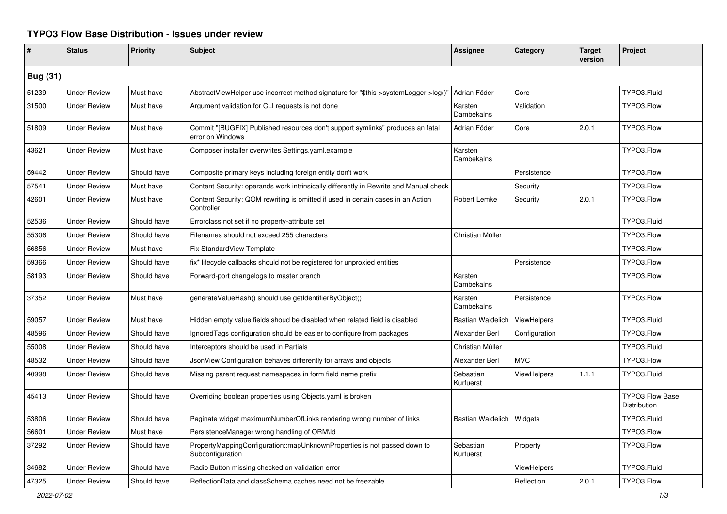# TYPO3 Flow Base Distribution - Issues under review

| # | Status | Priority | Subject | Assignee | Category | Target version | Project |
|---|---|---|---|---|---|---|---|
| **Bug (31)** | | | | | | | |
| 51239 | Under Review | Must have | AbstractViewHelper use incorrect method signature for "$this->systemLogger->log()" | Adrian Föder | Core | | TYPO3.Fluid |
| 31500 | Under Review | Must have | Argument validation for CLI requests is not done | Karsten Dambekalns | Validation | | TYPO3.Flow |
| 51809 | Under Review | Must have | Commit "[BUGFIX] Published resources don't support symlinks" produces an fatal error on Windows | Adrian Föder | Core | 2.0.1 | TYPO3.Flow |
| 43621 | Under Review | Must have | Composer installer overwrites Settings.yaml.example | Karsten Dambekalns | | | TYPO3.Flow |
| 59442 | Under Review | Should have | Composite primary keys including foreign entity don't work | | Persistence | | TYPO3.Flow |
| 57541 | Under Review | Must have | Content Security: operands work intrinsically differently in Rewrite and Manual check | | Security | | TYPO3.Flow |
| 42601 | Under Review | Must have | Content Security: QOM rewriting is omitted if used in certain cases in an Action Controller | Robert Lemke | Security | 2.0.1 | TYPO3.Flow |
| 52536 | Under Review | Should have | Errorclass not set if no property-attribute set | | | | TYPO3.Fluid |
| 55306 | Under Review | Should have | Filenames should not exceed 255 characters | Christian Müller | | | TYPO3.Flow |
| 56856 | Under Review | Must have | Fix StandardView Template | | | | TYPO3.Flow |
| 59366 | Under Review | Should have | fix* lifecycle callbacks should not be registered for unproxied entities | | Persistence | | TYPO3.Flow |
| 58193 | Under Review | Should have | Forward-port changelogs to master branch | Karsten Dambekalns | | | TYPO3.Flow |
| 37352 | Under Review | Must have | generateValueHash() should use getIdentifierByObject() | Karsten Dambekalns | Persistence | | TYPO3.Flow |
| 59057 | Under Review | Must have | Hidden empty value fields shoud be disabled when related field is disabled | Bastian Waidelich | ViewHelpers | | TYPO3.Fluid |
| 48596 | Under Review | Should have | IgnoredTags configuration should be easier to configure from packages | Alexander Berl | Configuration | | TYPO3.Flow |
| 55008 | Under Review | Should have | Interceptors should be used in Partials | Christian Müller | | | TYPO3.Fluid |
| 48532 | Under Review | Should have | JsonView Configuration behaves differently for arrays and objects | Alexander Berl | MVC | | TYPO3.Flow |
| 40998 | Under Review | Should have | Missing parent request namespaces in form field name prefix | Sebastian Kurfuerst | ViewHelpers | 1.1.1 | TYPO3.Fluid |
| 45413 | Under Review | Should have | Overriding boolean properties using Objects.yaml is broken | | | | TYPO3 Flow Base Distribution |
| 53806 | Under Review | Should have | Paginate widget maximumNumberOfLinks rendering wrong number of links | Bastian Waidelich | Widgets | | TYPO3.Fluid |
| 56601 | Under Review | Must have | PersistenceManager wrong handling of ORM\Id | | | | TYPO3.Flow |
| 37292 | Under Review | Should have | PropertyMappingConfiguration::mapUnknownProperties is not passed down to Subconfiguration | Sebastian Kurfuerst | Property | | TYPO3.Flow |
| 34682 | Under Review | Should have | Radio Button missing checked on validation error | | ViewHelpers | | TYPO3.Fluid |
| 47325 | Under Review | Should have | ReflectionData and classSchema caches need not be freezable | | Reflection | 2.0.1 | TYPO3.Flow |

*2022-07-02*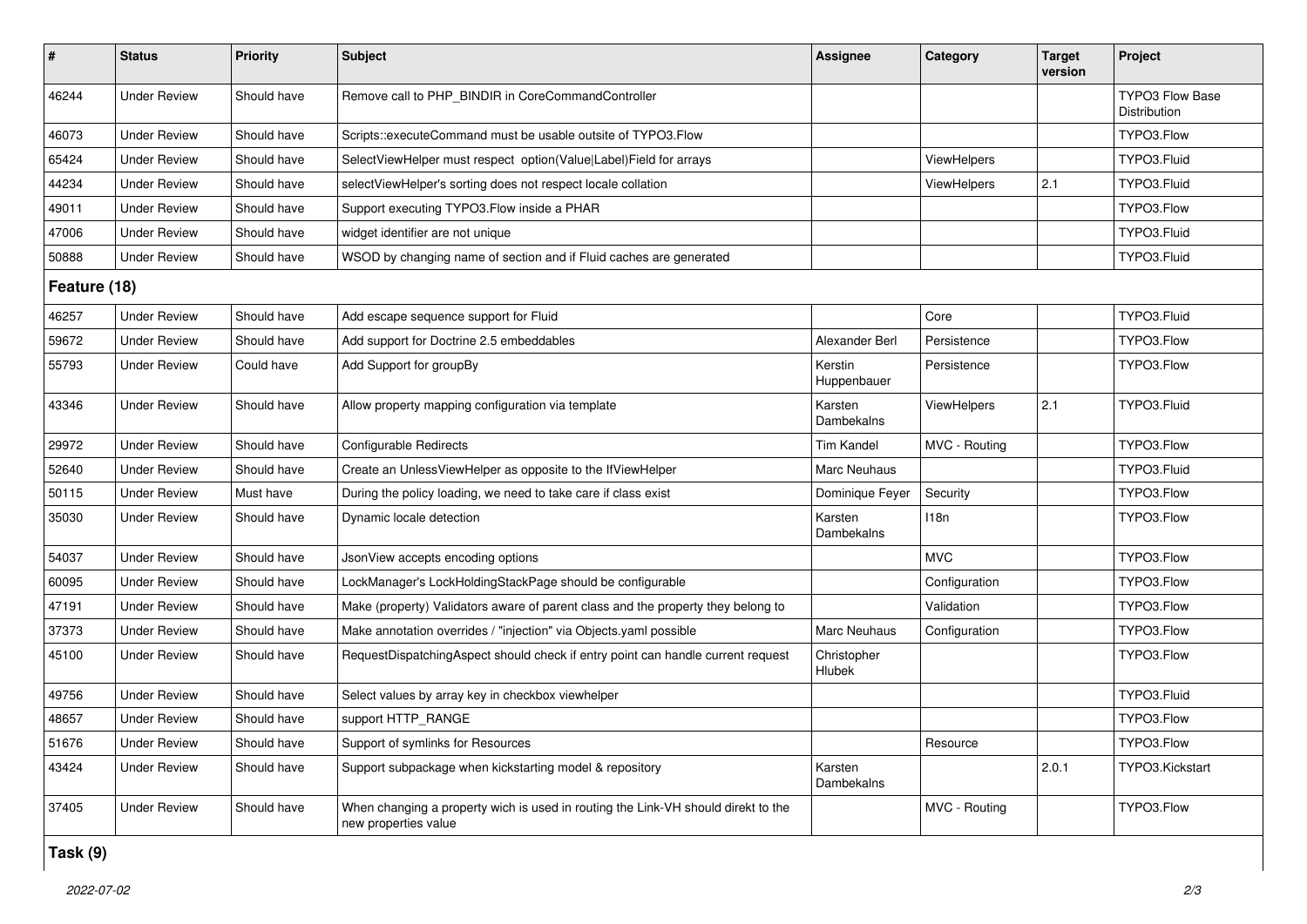| # | Status | Priority | Subject | Assignee | Category | Target version | Project |
|---|---|---|---|---|---|---|---|
| 46244 | Under Review | Should have | Remove call to PHP_BINDIR in CoreCommandController | | | | TYPO3 Flow Base Distribution |
| 46073 | Under Review | Should have | Scripts::executeCommand must be usable outsite of TYPO3.Flow | | | | TYPO3.Flow |
| 65424 | Under Review | Should have | SelectViewHelper must respect option(Value\|Label)Field for arrays | | ViewHelpers | | TYPO3.Fluid |
| 44234 | Under Review | Should have | selectViewHelper's sorting does not respect locale collation | | ViewHelpers | 2.1 | TYPO3.Fluid |
| 49011 | Under Review | Should have | Support executing TYPO3.Flow inside a PHAR | | | | TYPO3.Flow |
| 47006 | Under Review | Should have | widget identifier are not unique | | | | TYPO3.Fluid |
| 50888 | Under Review | Should have | WSOD by changing name of section and if Fluid caches are generated | | | | TYPO3.Fluid |

**Feature (18)**

| # | Status | Priority | Subject | Assignee | Category | Target version | Project |
|---|---|---|---|---|---|---|---|
| 46257 | Under Review | Should have | Add escape sequence support for Fluid | | Core | | TYPO3.Fluid |
| 59672 | Under Review | Should have | Add support for Doctrine 2.5 embeddables | Alexander Berl | Persistence | | TYPO3.Flow |
| 55793 | Under Review | Could have | Add Support for groupBy | Kerstin Huppenbauer | Persistence | | TYPO3.Flow |
| 43346 | Under Review | Should have | Allow property mapping configuration via template | Karsten Dambekalns | ViewHelpers | 2.1 | TYPO3.Fluid |
| 29972 | Under Review | Should have | Configurable Redirects | Tim Kandel | MVC - Routing | | TYPO3.Flow |
| 52640 | Under Review | Should have | Create an UnlessViewHelper as opposite to the IfViewHelper | Marc Neuhaus | | | TYPO3.Fluid |
| 50115 | Under Review | Must have | During the policy loading, we need to take care if class exist | Dominique Feyer | Security | | TYPO3.Flow |
| 35030 | Under Review | Should have | Dynamic locale detection | Karsten Dambekalns | I18n | | TYPO3.Flow |
| 54037 | Under Review | Should have | JsonView accepts encoding options | | MVC | | TYPO3.Flow |
| 60095 | Under Review | Should have | LockManager's LockHoldingStackPage should be configurable | | Configuration | | TYPO3.Flow |
| 47191 | Under Review | Should have | Make (property) Validators aware of parent class and the property they belong to | | Validation | | TYPO3.Flow |
| 37373 | Under Review | Should have | Make annotation overrides / "injection" via Objects.yaml possible | Marc Neuhaus | Configuration | | TYPO3.Flow |
| 45100 | Under Review | Should have | RequestDispatchingAspect should check if entry point can handle current request | Christopher Hlubek | | | TYPO3.Flow |
| 49756 | Under Review | Should have | Select values by array key in checkbox viewhelper | | | | TYPO3.Fluid |
| 48657 | Under Review | Should have | support HTTP_RANGE | | | | TYPO3.Flow |
| 51676 | Under Review | Should have | Support of symlinks for Resources | | Resource | | TYPO3.Flow |
| 43424 | Under Review | Should have | Support subpackage when kickstarting model & repository | Karsten Dambekalns | | 2.0.1 | TYPO3.Kickstart |
| 37405 | Under Review | Should have | When changing a property wich is used in routing the Link-VH should direkt to the new properties value | | MVC - Routing | | TYPO3.Flow |

**Task (9)**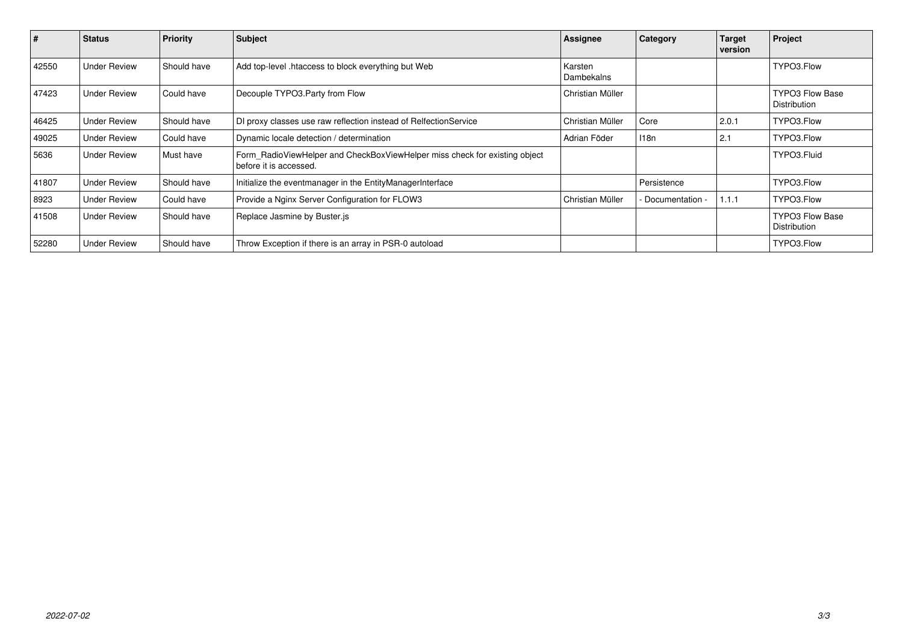| # | Status | Priority | Subject | Assignee | Category | Target version | Project |
|---|---|---|---|---|---|---|---|
| 42550 | Under Review | Should have | Add top-level .htaccess to block everything but Web | Karsten Dambekalns | | | TYPO3.Flow |
| 47423 | Under Review | Could have | Decouple TYPO3.Party from Flow | Christian Müller | | | TYPO3 Flow Base Distribution |
| 46425 | Under Review | Should have | DI proxy classes use raw reflection instead of RelfectionService | Christian Müller | Core | 2.0.1 | TYPO3.Flow |
| 49025 | Under Review | Could have | Dynamic locale detection / determination | Adrian Föder | I18n | 2.1 | TYPO3.Flow |
| 5636 | Under Review | Must have | Form_RadioViewHelper and CheckBoxViewHelper miss check for existing object before it is accessed. | | | | TYPO3.Fluid |
| 41807 | Under Review | Should have | Initialize the eventmanager in the EntityManagerInterface | | Persistence | | TYPO3.Flow |
| 8923 | Under Review | Could have | Provide a Nginx Server Configuration for FLOW3 | Christian Müller | - Documentation - | 1.1.1 | TYPO3.Flow |
| 41508 | Under Review | Should have | Replace Jasmine by Buster.js | | | | TYPO3 Flow Base Distribution |
| 52280 | Under Review | Should have | Throw Exception if there is an array in PSR-0 autoload | | | | TYPO3.Flow |

*2022-07-02*